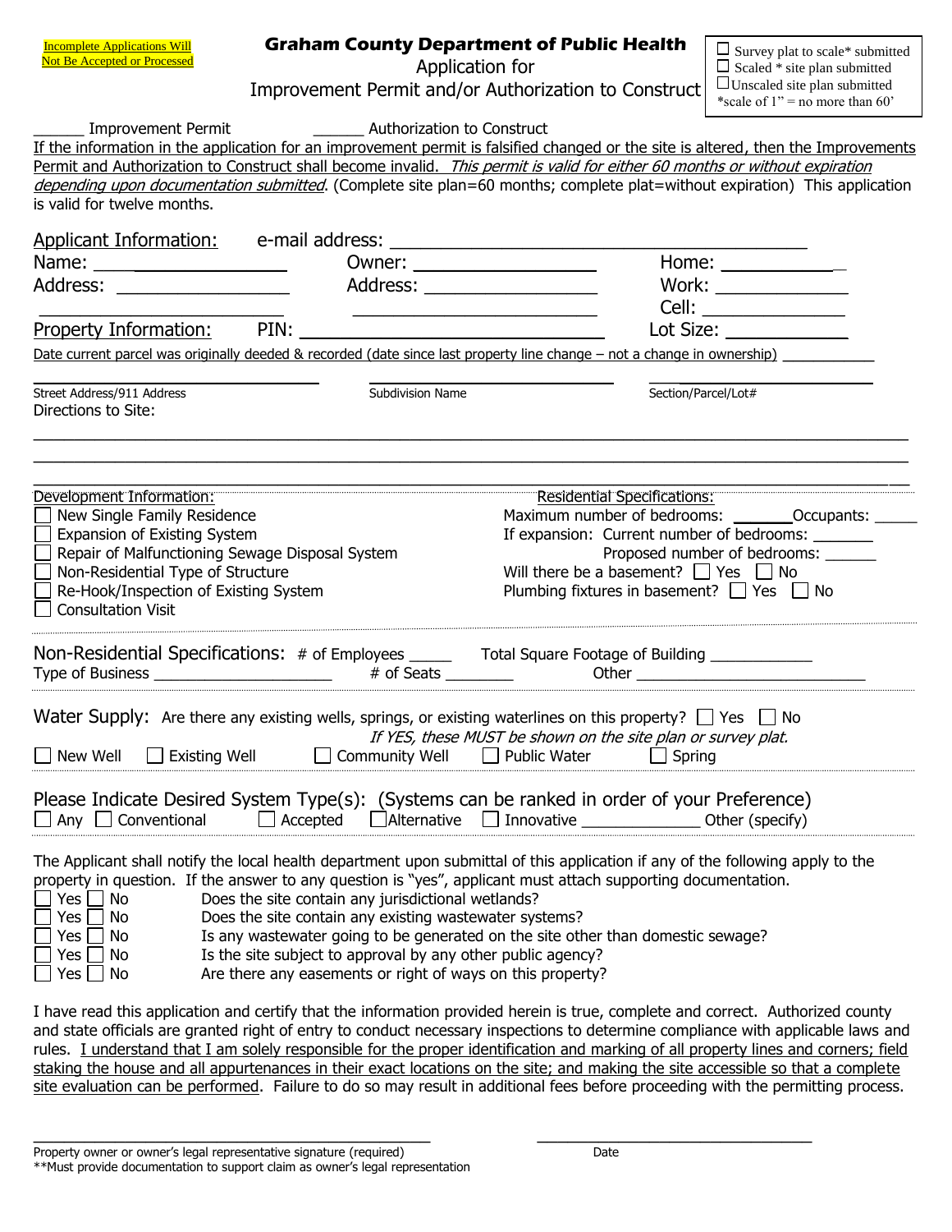Incomplete Applications Will Not Be Accepted or Processed

# Graham County Department of Public Health

Application for
Improvement Permit and/or Authorization to Construct

☐ Survey plat to scale* submitted
☐ Scaled * site plan submitted
☐ Unscaled site plan submitted
*scale of 1" = no more than 60'

______ Improvement Permit ______ Authorization to Construct

If the information in the application for an improvement permit is falsified changed or the site is altered, then the Improvements Permit and Authorization to Construct shall become invalid. *This permit is valid for either 60 months or without expiration depending upon documentation submitted*. (Complete site plan=60 months; complete plat=without expiration) This application is valid for twelve months.

Applicant Information: e-mail address: ________________________________________

Name: ________________ Owner: __________________ Home: ____________

Address: _________________ Address: _________________ Work: _____________

_________________________ _________________________ Cell: ______________

Property Information: PIN: ____________________________ Lot Size: ____________

Date current parcel was originally deeded & recorded (date since last property line change – not a change in ownership) __________

_______________________________ _______________________________ _______________________________
Street Address/911 Address Subdivision Name Section/Parcel/Lot#

Directions to Site:

________________________________________________________________________________

________________________________________________________________________________

________________________________________________________________________________

**Development Information:**

- ☐ New Single Family Residence
- ☐ Expansion of Existing System
- ☐ Repair of Malfunctioning Sewage Disposal System
- ☐ Non-Residential Type of Structure
- ☐ Re-Hook/Inspection of Existing System
- ☐ Consultation Visit

**Residential Specifications:**

Maximum number of bedrooms: ______ Occupants: _____

If expansion: Current number of bedrooms: _______

Proposed number of bedrooms: ______

Will there be a basement? ☐ Yes ☐ No

Plumbing fixtures in basement? ☐ Yes ☐ No

**Non-Residential Specifications:** # of Employees _____ Total Square Footage of Building ____________

Type of Business _____________________ # of Seats ________ Other ____________________________

**Water Supply:** Are there any existing wells, springs, or existing waterlines on this property? ☐ Yes ☐ No

*If YES, these MUST be shown on the site plan or survey plat.*

☐ New Well ☐ Existing Well ☐ Community Well ☐ Public Water ☐ Spring

**Please Indicate Desired System Type(s):** (Systems can be ranked in order of your Preference)

☐ Any ☐ Conventional ☐ Accepted ☐ Alternative ☐ Innovative ______________ Other (specify)

The Applicant shall notify the local health department upon submittal of this application if any of the following apply to the property in question. If the answer to any question is "yes", applicant must attach supporting documentation.

☐ Yes ☐ No Does the site contain any jurisdictional wetlands?
☐ Yes ☐ No Does the site contain any existing wastewater systems?
☐ Yes ☐ No Is any wastewater going to be generated on the site other than domestic sewage?
☐ Yes ☐ No Is the site subject to approval by any other public agency?
☐ Yes ☐ No Are there any easements or right of ways on this property?

I have read this application and certify that the information provided herein is true, complete and correct. Authorized county and state officials are granted right of entry to conduct necessary inspections to determine compliance with applicable laws and rules. I understand that I am solely responsible for the proper identification and marking of all property lines and corners; field staking the house and all appurtenances in their exact locations on the site; and making the site accessible so that a complete site evaluation can be performed. Failure to do so may result in additional fees before proceeding with the permitting process.

_________________________________________ _______________________________
Property owner or owner's legal representative signature (required) Date

**Must provide documentation to support claim as owner's legal representation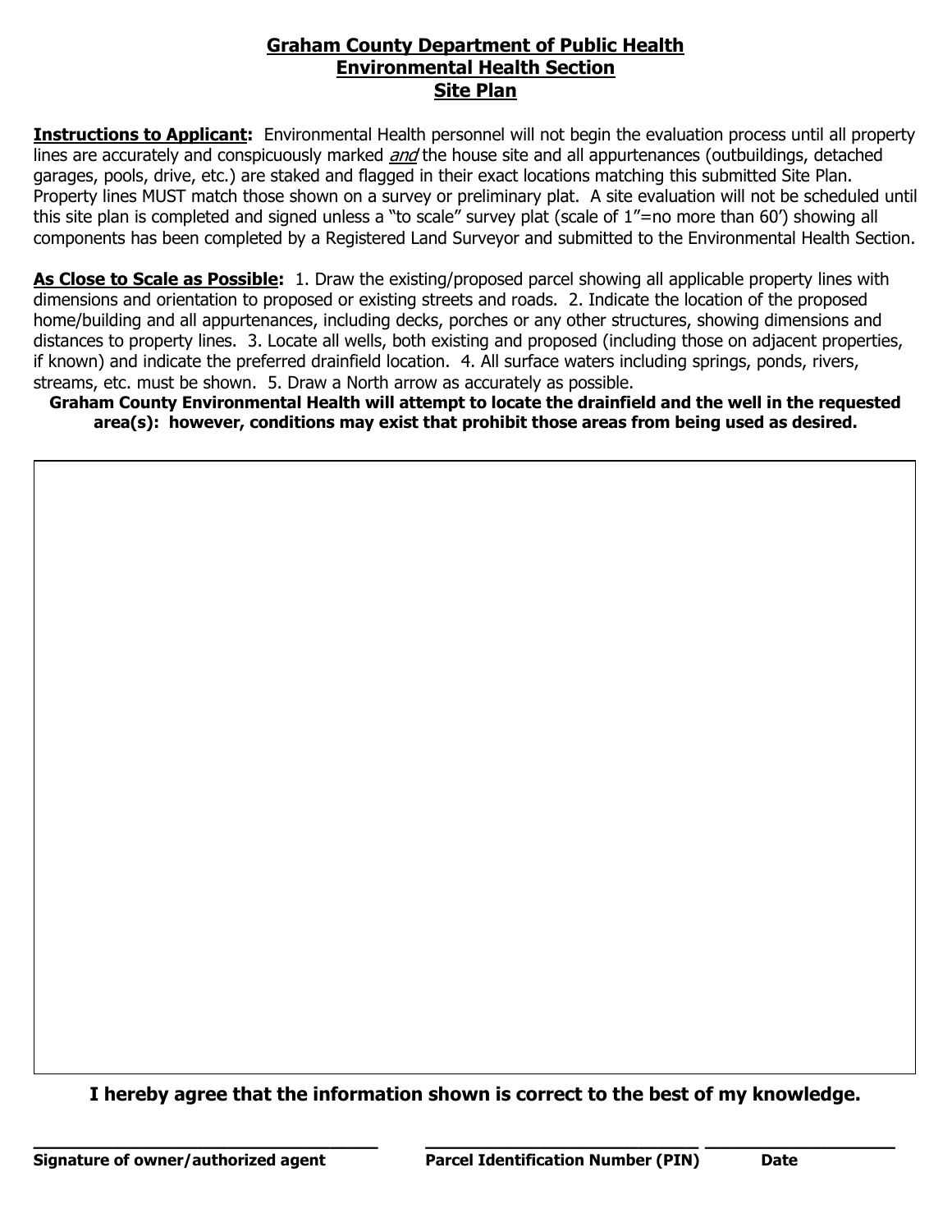# **Graham County Department of Public Health**
## **Environmental Health Section**
## **Site Plan**

**Instructions to Applicant:** Environmental Health personnel will not begin the evaluation process until all property lines are accurately and conspicuously marked *and* the house site and all appurtenances (outbuildings, detached garages, pools, drive, etc.) are staked and flagged in their exact locations matching this submitted Site Plan. Property lines MUST match those shown on a survey or preliminary plat. A site evaluation will not be scheduled until this site plan is completed and signed unless a "to scale" survey plat (scale of 1"=no more than 60') showing all components has been completed by a Registered Land Surveyor and submitted to the Environmental Health Section.

**As Close to Scale as Possible:** 1. Draw the existing/proposed parcel showing all applicable property lines with dimensions and orientation to proposed or existing streets and roads. 2. Indicate the location of the proposed home/building and all appurtenances, including decks, porches or any other structures, showing dimensions and distances to property lines. 3. Locate all wells, both existing and proposed (including those on adjacent properties, if known) and indicate the preferred drainfield location. 4. All surface waters including springs, ponds, rivers, streams, etc. must be shown. 5. Draw a North arrow as accurately as possible.

**Graham County Environmental Health will attempt to locate the drainfield and the well in the requested area(s): however, conditions may exist that prohibit those areas from being used as desired.**

**I hereby agree that the information shown is correct to the best of my knowledge.**

| ______________________________ | ______________________________ | ____________________ |
|---|---|---|
| **Signature of owner/authorized agent** | **Parcel Identification Number (PIN)** | **Date** |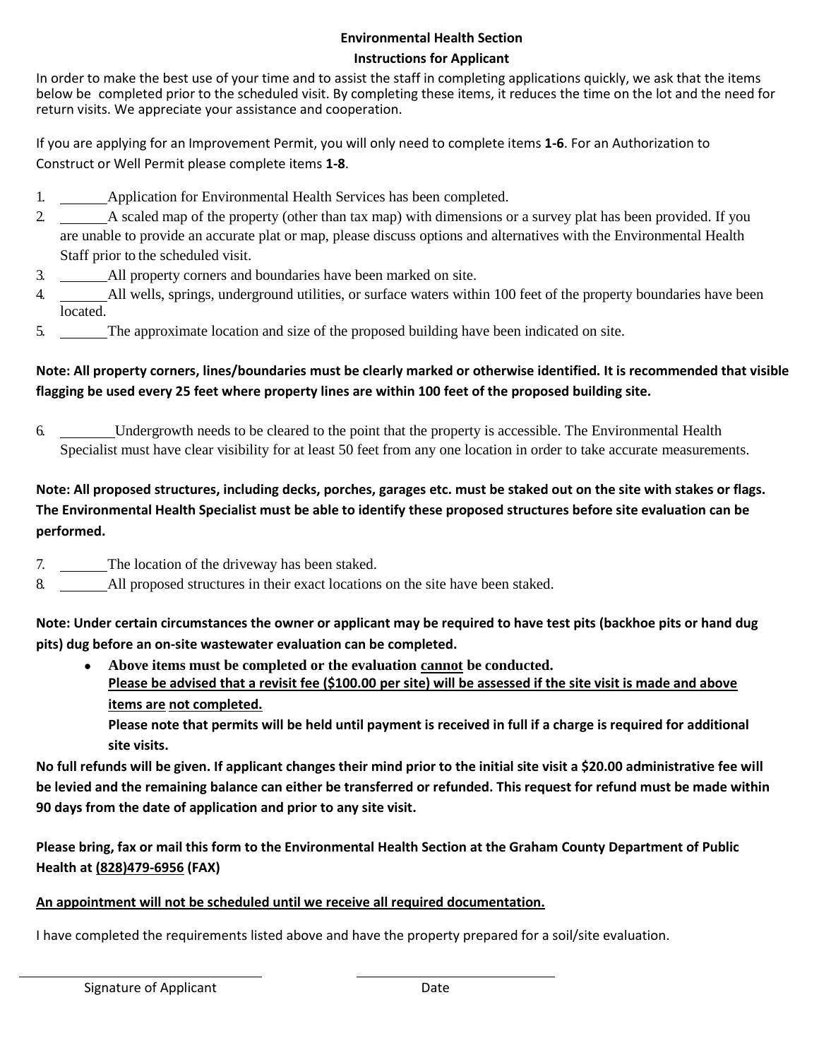## Environmental Health Section

## Instructions for Applicant

In order to make the best use of your time and to assist the staff in completing applications quickly, we ask that the items below be completed prior to the scheduled visit. By completing these items, it reduces the time on the lot and the need for return visits. We appreciate your assistance and cooperation.

If you are applying for an Improvement Permit, you will only need to complete items **1-6**. For an Authorization to Construct or Well Permit please complete items **1-8**.

1. ______ Application for Environmental Health Services has been completed.
2. ______ A scaled map of the property (other than tax map) with dimensions or a survey plat has been provided. If you are unable to provide an accurate plat or map, please discuss options and alternatives with the Environmental Health Staff prior to the scheduled visit.
3. ______ All property corners and boundaries have been marked on site.
4. ______ All wells, springs, underground utilities, or surface waters within 100 feet of the property boundaries have been located.
5. ______ The approximate location and size of the proposed building have been indicated on site.

**Note: All property corners, lines/boundaries must be clearly marked or otherwise identified. It is recommended that visible flagging be used every 25 feet where property lines are within 100 feet of the proposed building site.**

6. ______ Undergrowth needs to be cleared to the point that the property is accessible. The Environmental Health Specialist must have clear visibility for at least 50 feet from any one location in order to take accurate measurements.

**Note: All proposed structures, including decks, porches, garages etc. must be staked out on the site with stakes or flags. The Environmental Health Specialist must be able to identify these proposed structures before site evaluation can be performed.**

7. ______ The location of the driveway has been staked.
8. ______ All proposed structures in their exact locations on the site have been staked.

**Note: Under certain circumstances the owner or applicant may be required to have test pits (backhoe pits or hand dug pits) dug before an on-site wastewater evaluation can be completed.**

- **Above items must be completed or the evaluation <u>cannot</u> be conducted.**
  **<u>Please be advised that a revisit fee ($100.00 per site) will be assessed if the site visit is made and above items are not completed.</u>**
  **Please note that permits will be held until payment is received in full if a charge is required for additional site visits.**

**No full refunds will be given. If applicant changes their mind prior to the initial site visit a $20.00 administrative fee will be levied and the remaining balance can either be transferred or refunded. This request for refund must be made within 90 days from the date of application and prior to any site visit.**

**Please bring, fax or mail this form to the Environmental Health Section at the Graham County Department of Public Health at <u>(828)479-6956</u> (FAX)**

**<u>An appointment will not be scheduled until we receive all required documentation.</u>**

I have completed the requirements listed above and have the property prepared for a soil/site evaluation.

______________________________ ______________________________

Signature of Applicant Date